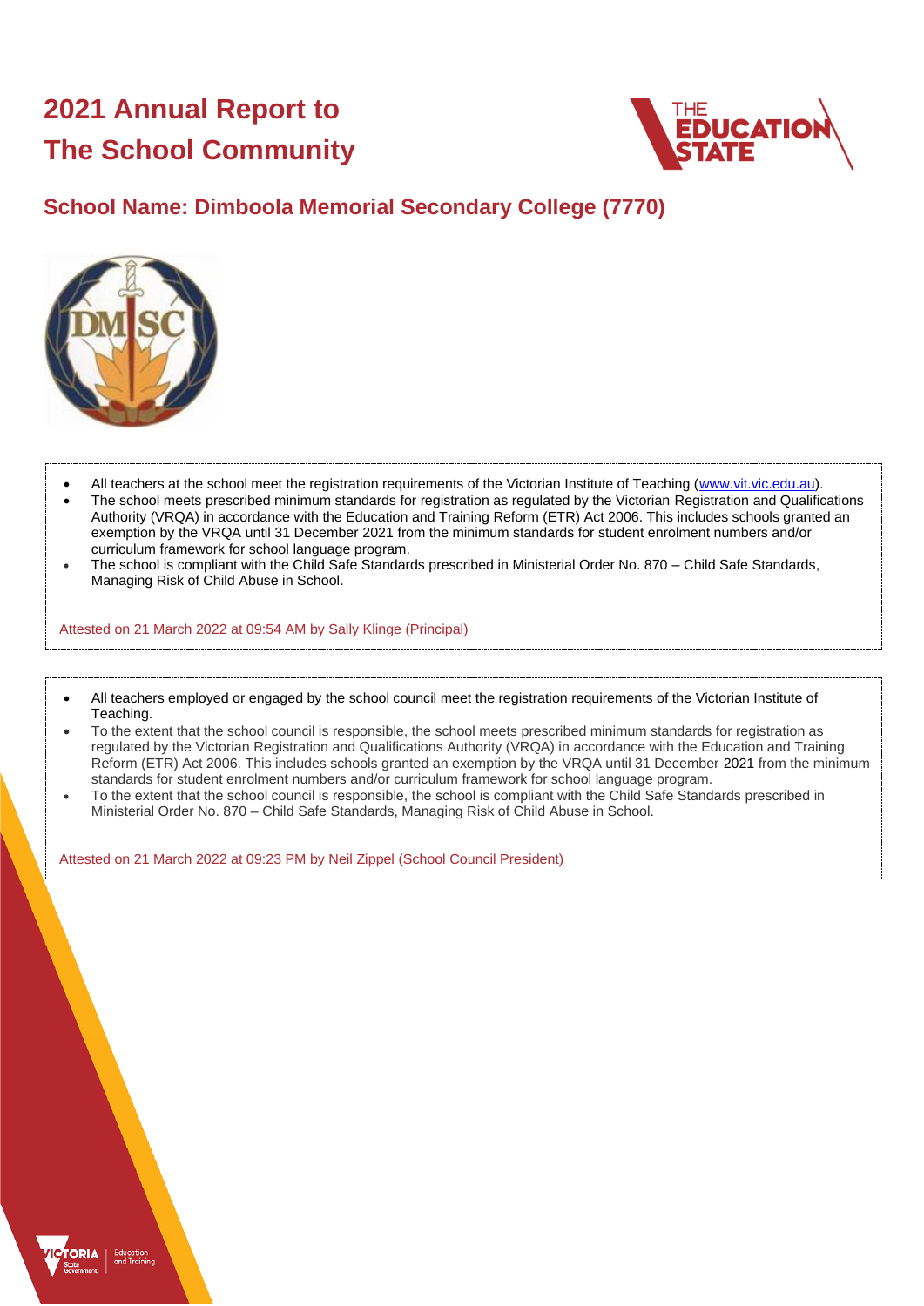# 2021 Annual Report to The School Community

## School Name: Dimboola Memorial Secondary College (7770)

- All teachers at the school meet the registration requirements of the Victorian Institute of Teaching (www.vit.vic.edu.au).
- The school meets prescribed minimum standards for registration as regulated by the Victorian Registration and Qualifications Authority (VRQA) in accordance with the Education and Training Reform (ETR) Act 2006. This includes schools granted an exemption by the VRQA until 31 December 2021 from the minimum standards for student enrolment numbers and/or curriculum framework for school language program.
- The school is compliant with the Child Safe Standards prescribed in Ministerial Order No. 870 – Child Safe Standards, Managing Risk of Child Abuse in School.

Attested on 21 March 2022 at 09:54 AM by Sally Klinge (Principal)

- All teachers employed or engaged by the school council meet the registration requirements of the Victorian Institute of Teaching.
- To the extent that the school council is responsible, the school meets prescribed minimum standards for registration as regulated by the Victorian Registration and Qualifications Authority (VRQA) in accordance with the Education and Training Reform (ETR) Act 2006. This includes schools granted an exemption by the VRQA until 31 December 2021 from the minimum standards for student enrolment numbers and/or curriculum framework for school language program.
- To the extent that the school council is responsible, the school is compliant with the Child Safe Standards prescribed in Ministerial Order No. 870 – Child Safe Standards, Managing Risk of Child Abuse in School.

Attested on 21 March 2022 at 09:23 PM by Neil Zippel (School Council President)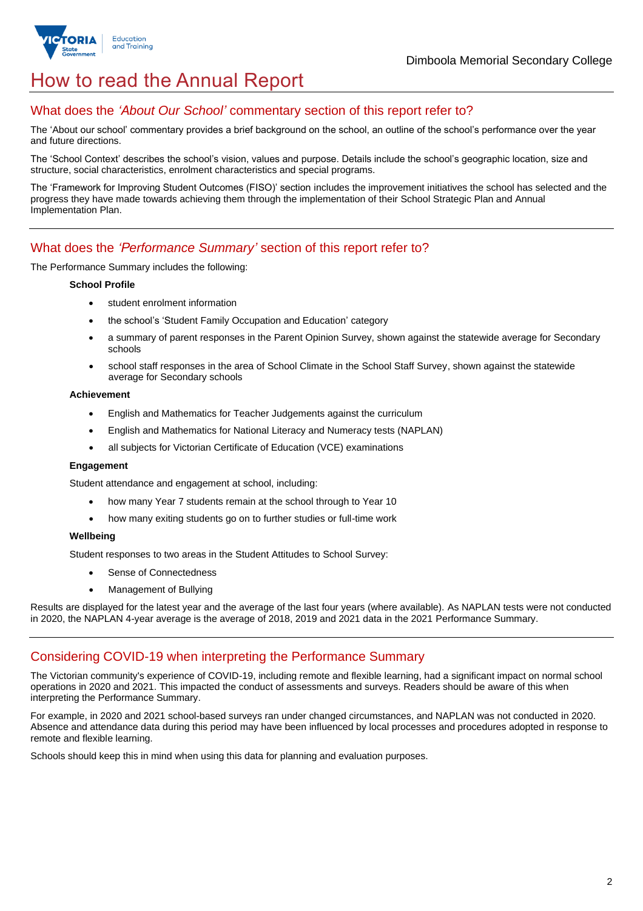# How to read the Annual Report

## What does the *'About Our School'* commentary section of this report refer to?

The 'About our school' commentary provides a brief background on the school, an outline of the school's performance over the year and future directions.

The 'School Context' describes the school's vision, values and purpose. Details include the school's geographic location, size and structure, social characteristics, enrolment characteristics and special programs.

The 'Framework for Improving Student Outcomes (FISO)' section includes the improvement initiatives the school has selected and the progress they have made towards achieving them through the implementation of their School Strategic Plan and Annual Implementation Plan.

## What does the *'Performance Summary'* section of this report refer to?

The Performance Summary includes the following:

**School Profile**

- student enrolment information
- the school's 'Student Family Occupation and Education' category
- a summary of parent responses in the Parent Opinion Survey, shown against the statewide average for Secondary schools
- school staff responses in the area of School Climate in the School Staff Survey, shown against the statewide average for Secondary schools

**Achievement**

- English and Mathematics for Teacher Judgements against the curriculum
- English and Mathematics for National Literacy and Numeracy tests (NAPLAN)
- all subjects for Victorian Certificate of Education (VCE) examinations

**Engagement**

Student attendance and engagement at school, including:

- how many Year 7 students remain at the school through to Year 10
- how many exiting students go on to further studies or full-time work

**Wellbeing**

Student responses to two areas in the Student Attitudes to School Survey:

- Sense of Connectedness
- Management of Bullying

Results are displayed for the latest year and the average of the last four years (where available). As NAPLAN tests were not conducted in 2020, the NAPLAN 4-year average is the average of 2018, 2019 and 2021 data in the 2021 Performance Summary.

## Considering COVID-19 when interpreting the Performance Summary

The Victorian community's experience of COVID-19, including remote and flexible learning, had a significant impact on normal school operations in 2020 and 2021. This impacted the conduct of assessments and surveys. Readers should be aware of this when interpreting the Performance Summary.

For example, in 2020 and 2021 school-based surveys ran under changed circumstances, and NAPLAN was not conducted in 2020. Absence and attendance data during this period may have been influenced by local processes and procedures adopted in response to remote and flexible learning.

Schools should keep this in mind when using this data for planning and evaluation purposes.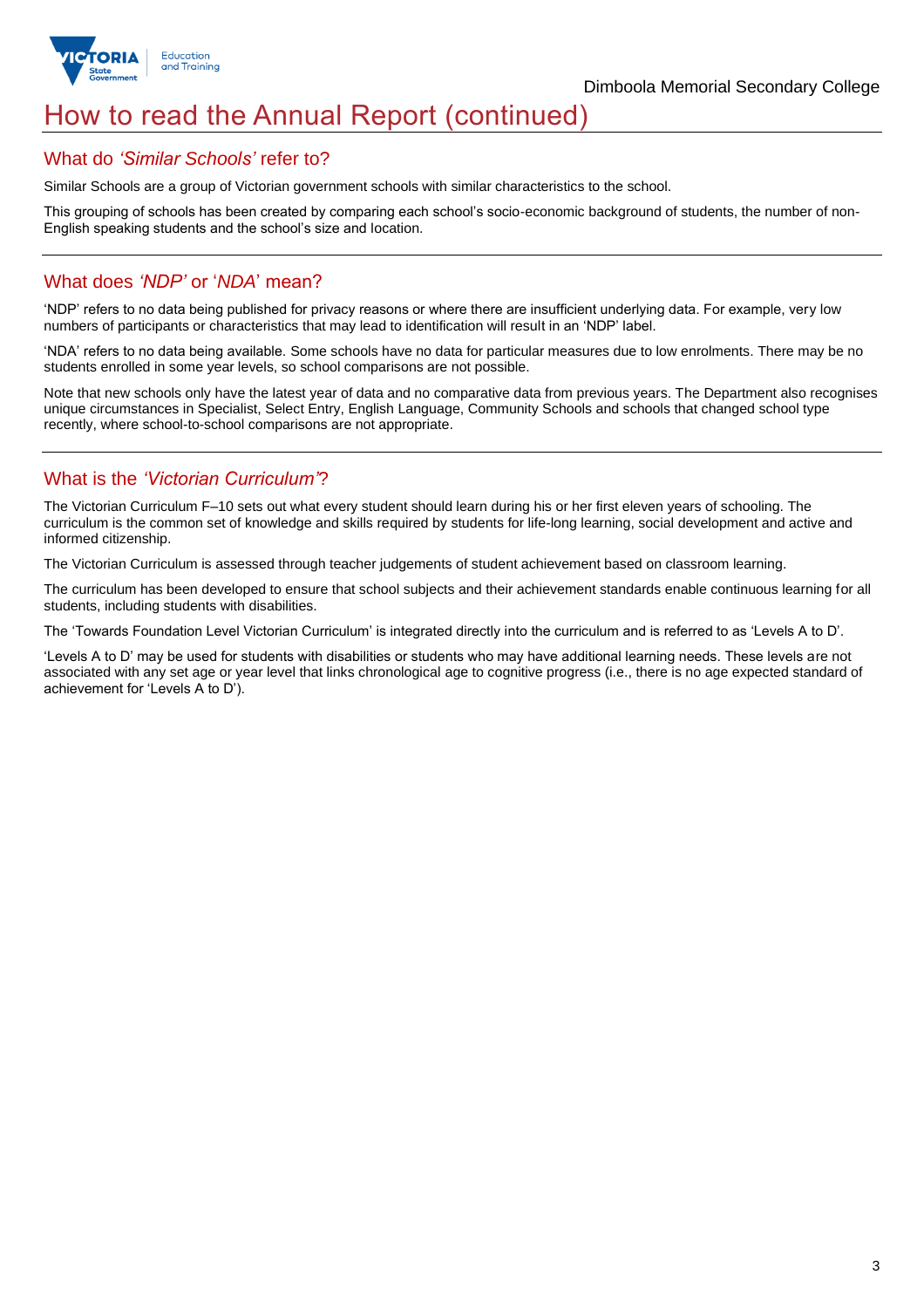# How to read the Annual Report (continued)

## What do *'Similar Schools'* refer to?

Similar Schools are a group of Victorian government schools with similar characteristics to the school.

This grouping of schools has been created by comparing each school's socio-economic background of students, the number of non-English speaking students and the school's size and location.

## What does *'NDP'* or '*NDA*' mean?

'NDP' refers to no data being published for privacy reasons or where there are insufficient underlying data. For example, very low numbers of participants or characteristics that may lead to identification will result in an 'NDP' label.

'NDA' refers to no data being available. Some schools have no data for particular measures due to low enrolments. There may be no students enrolled in some year levels, so school comparisons are not possible.

Note that new schools only have the latest year of data and no comparative data from previous years. The Department also recognises unique circumstances in Specialist, Select Entry, English Language, Community Schools and schools that changed school type recently, where school-to-school comparisons are not appropriate.

## What is the *'Victorian Curriculum'*?

The Victorian Curriculum F–10 sets out what every student should learn during his or her first eleven years of schooling. The curriculum is the common set of knowledge and skills required by students for life-long learning, social development and active and informed citizenship.

The Victorian Curriculum is assessed through teacher judgements of student achievement based on classroom learning.

The curriculum has been developed to ensure that school subjects and their achievement standards enable continuous learning for all students, including students with disabilities.

The 'Towards Foundation Level Victorian Curriculum' is integrated directly into the curriculum and is referred to as 'Levels A to D'.

'Levels A to D' may be used for students with disabilities or students who may have additional learning needs. These levels are not associated with any set age or year level that links chronological age to cognitive progress (i.e., there is no age expected standard of achievement for 'Levels A to D').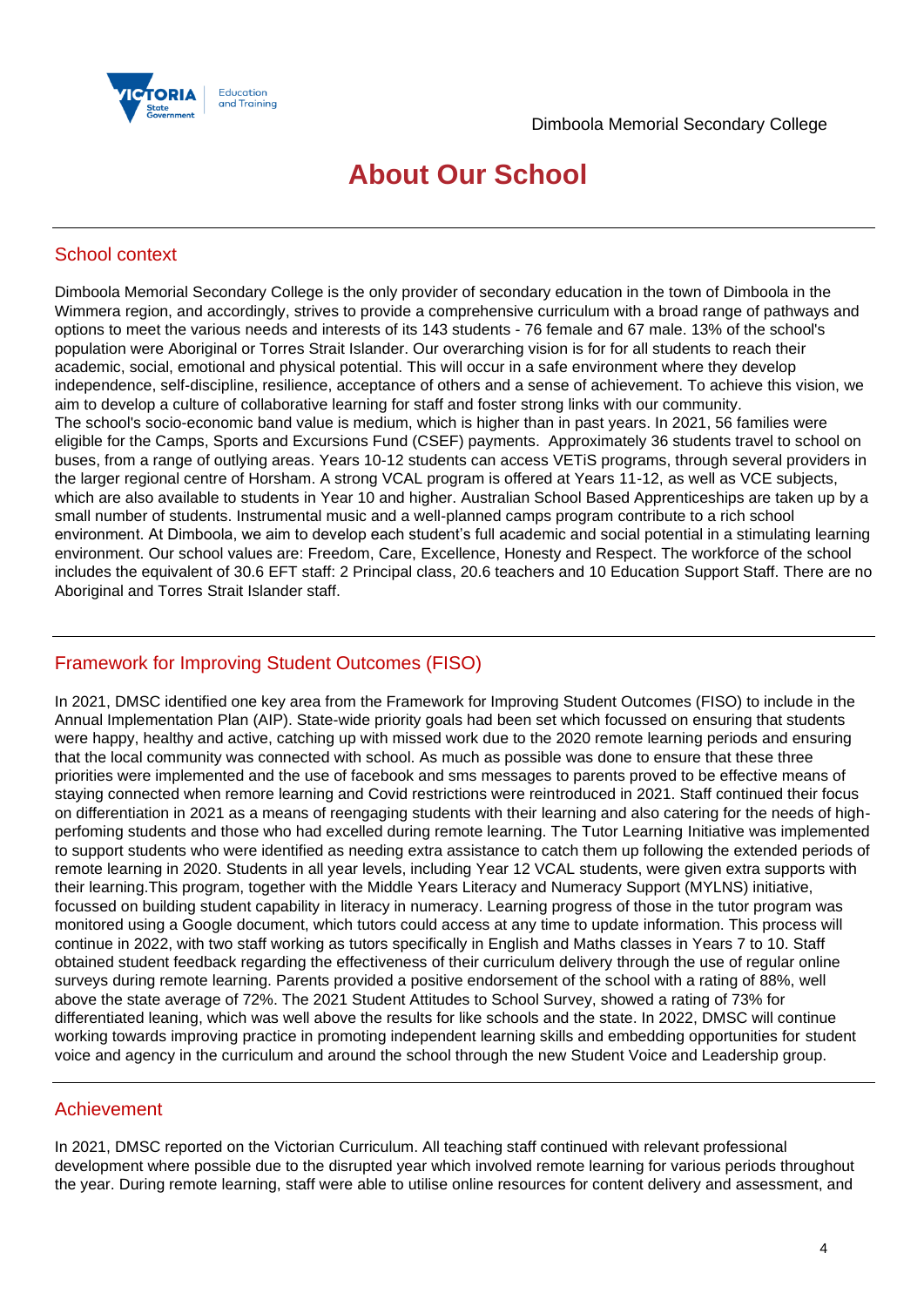Dimboola Memorial Secondary College

# About Our School

## School context

Dimboola Memorial Secondary College is the only provider of secondary education in the town of Dimboola in the Wimmera region, and accordingly, strives to provide a comprehensive curriculum with a broad range of pathways and options to meet the various needs and interests of its 143 students - 76 female and 67 male. 13% of the school's population were Aboriginal or Torres Strait Islander. Our overarching vision is for for all students to reach their academic, social, emotional and physical potential. This will occur in a safe environment where they develop independence, self-discipline, resilience, acceptance of others and a sense of achievement. To achieve this vision, we aim to develop a culture of collaborative learning for staff and foster strong links with our community.
The school's socio-economic band value is medium, which is higher than in past years. In 2021, 56 families were eligible for the Camps, Sports and Excursions Fund (CSEF) payments. Approximately 36 students travel to school on buses, from a range of outlying areas. Years 10-12 students can access VETiS programs, through several providers in the larger regional centre of Horsham. A strong VCAL program is offered at Years 11-12, as well as VCE subjects, which are also available to students in Year 10 and higher. Australian School Based Apprenticeships are taken up by a small number of students. Instrumental music and a well-planned camps program contribute to a rich school environment. At Dimboola, we aim to develop each student's full academic and social potential in a stimulating learning environment. Our school values are: Freedom, Care, Excellence, Honesty and Respect. The workforce of the school includes the equivalent of 30.6 EFT staff: 2 Principal class, 20.6 teachers and 10 Education Support Staff. There are no Aboriginal and Torres Strait Islander staff.

## Framework for Improving Student Outcomes (FISO)

In 2021, DMSC identified one key area from the Framework for Improving Student Outcomes (FISO) to include in the Annual Implementation Plan (AIP). State-wide priority goals had been set which focussed on ensuring that students were happy, healthy and active, catching up with missed work due to the 2020 remote learning periods and ensuring that the local community was connected with school. As much as possible was done to ensure that these three priorities were implemented and the use of facebook and sms messages to parents proved to be effective means of staying connected when remore learning and Covid restrictions were reintroduced in 2021. Staff continued their focus on differentiation in 2021 as a means of reengaging students with their learning and also catering for the needs of high-perfoming students and those who had excelled during remote learning. The Tutor Learning Initiative was implemented to support students who were identified as needing extra assistance to catch them up following the extended periods of remote learning in 2020. Students in all year levels, including Year 12 VCAL students, were given extra supports with their learning.This program, together with the Middle Years Literacy and Numeracy Support (MYLNS) initiative, focussed on building student capability in literacy in numeracy. Learning progress of those in the tutor program was monitored using a Google document, which tutors could access at any time to update information. This process will continue in 2022, with two staff working as tutors specifically in English and Maths classes in Years 7 to 10. Staff obtained student feedback regarding the effectiveness of their curriculum delivery through the use of regular online surveys during remote learning. Parents provided a positive endorsement of the school with a rating of 88%, well above the state average of 72%. The 2021 Student Attitudes to School Survey, showed a rating of 73% for differentiated leaning, which was well above the results for like schools and the state. In 2022, DMSC will continue working towards improving practice in promoting independent learning skills and embedding opportunities for student voice and agency in the curriculum and around the school through the new Student Voice and Leadership group.

## Achievement

In 2021, DMSC reported on the Victorian Curriculum. All teaching staff continued with relevant professional development where possible due to the disrupted year which involved remote learning for various periods throughout the year. During remote learning, staff were able to utilise online resources for content delivery and assessment, and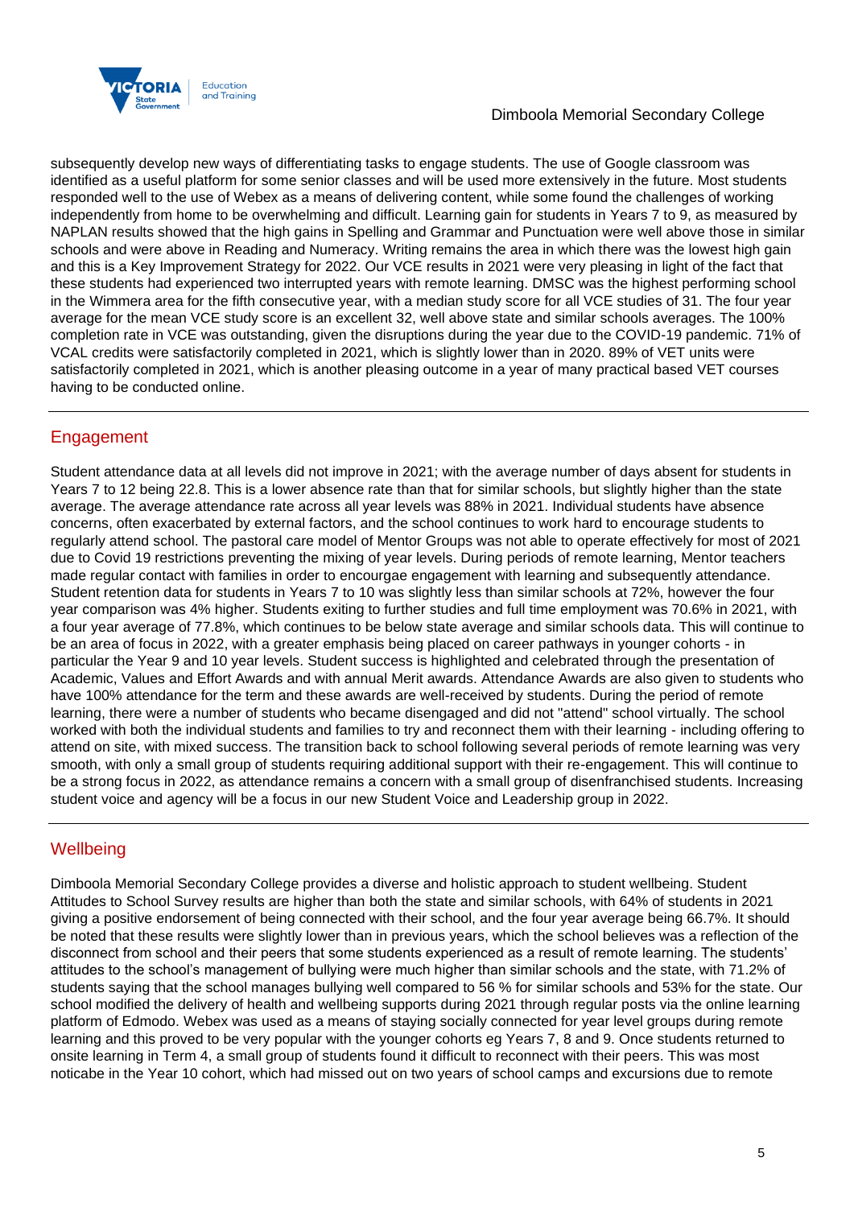subsequently develop new ways of differentiating tasks to engage students. The use of Google classroom was identified as a useful platform for some senior classes and will be used more extensively in the future. Most students responded well to the use of Webex as a means of delivering content, while some found the challenges of working independently from home to be overwhelming and difficult. Learning gain for students in Years 7 to 9, as measured by NAPLAN results showed that the high gains in Spelling and Grammar and Punctuation were well above those in similar schools and were above in Reading and Numeracy. Writing remains the area in which there was the lowest high gain and this is a Key Improvement Strategy for 2022. Our VCE results in 2021 were very pleasing in light of the fact that these students had experienced two interrupted years with remote learning. DMSC was the highest performing school in the Wimmera area for the fifth consecutive year, with a median study score for all VCE studies of 31. The four year average for the mean VCE study score is an excellent 32, well above state and similar schools averages. The 100% completion rate in VCE was outstanding, given the disruptions during the year due to the COVID-19 pandemic. 71% of VCAL credits were satisfactorily completed in 2021, which is slightly lower than in 2020. 89% of VET units were satisfactorily completed in 2021, which is another pleasing outcome in a year of many practical based VET courses having to be conducted online.

## Engagement

Student attendance data at all levels did not improve in 2021; with the average number of days absent for students in Years 7 to 12 being 22.8. This is a lower absence rate than that for similar schools, but slightly higher than the state average. The average attendance rate across all year levels was 88% in 2021. Individual students have absence concerns, often exacerbated by external factors, and the school continues to work hard to encourage students to regularly attend school. The pastoral care model of Mentor Groups was not able to operate effectively for most of 2021 due to Covid 19 restrictions preventing the mixing of year levels. During periods of remote learning, Mentor teachers made regular contact with families in order to encourgae engagement with learning and subsequently attendance. Student retention data for students in Years 7 to 10 was slightly less than similar schools at 72%, however the four year comparison was 4% higher. Students exiting to further studies and full time employment was 70.6% in 2021, with a four year average of 77.8%, which continues to be below state average and similar schools data. This will continue to be an area of focus in 2022, with a greater emphasis being placed on career pathways in younger cohorts - in particular the Year 9 and 10 year levels. Student success is highlighted and celebrated through the presentation of Academic, Values and Effort Awards and with annual Merit awards. Attendance Awards are also given to students who have 100% attendance for the term and these awards are well-received by students. During the period of remote learning, there were a number of students who became disengaged and did not "attend" school virtually. The school worked with both the individual students and families to try and reconnect them with their learning - including offering to attend on site, with mixed success. The transition back to school following several periods of remote learning was very smooth, with only a small group of students requiring additional support with their re-engagement. This will continue to be a strong focus in 2022, as attendance remains a concern with a small group of disenfranchised students. Increasing student voice and agency will be a focus in our new Student Voice and Leadership group in 2022.

## Wellbeing

Dimboola Memorial Secondary College provides a diverse and holistic approach to student wellbeing. Student Attitudes to School Survey results are higher than both the state and similar schools, with 64% of students in 2021 giving a positive endorsement of being connected with their school, and the four year average being 66.7%. It should be noted that these results were slightly lower than in previous years, which the school believes was a reflection of the disconnect from school and their peers that some students experienced as a result of remote learning. The students' attitudes to the school's management of bullying were much higher than similar schools and the state, with 71.2% of students saying that the school manages bullying well compared to 56 % for similar schools and 53% for the state. Our school modified the delivery of health and wellbeing supports during 2021 through regular posts via the online learning platform of Edmodo. Webex was used as a means of staying socially connected for year level groups during remote learning and this proved to be very popular with the younger cohorts eg Years 7, 8 and 9. Once students returned to onsite learning in Term 4, a small group of students found it difficult to reconnect with their peers. This was most noticabe in the Year 10 cohort, which had missed out on two years of school camps and excursions due to remote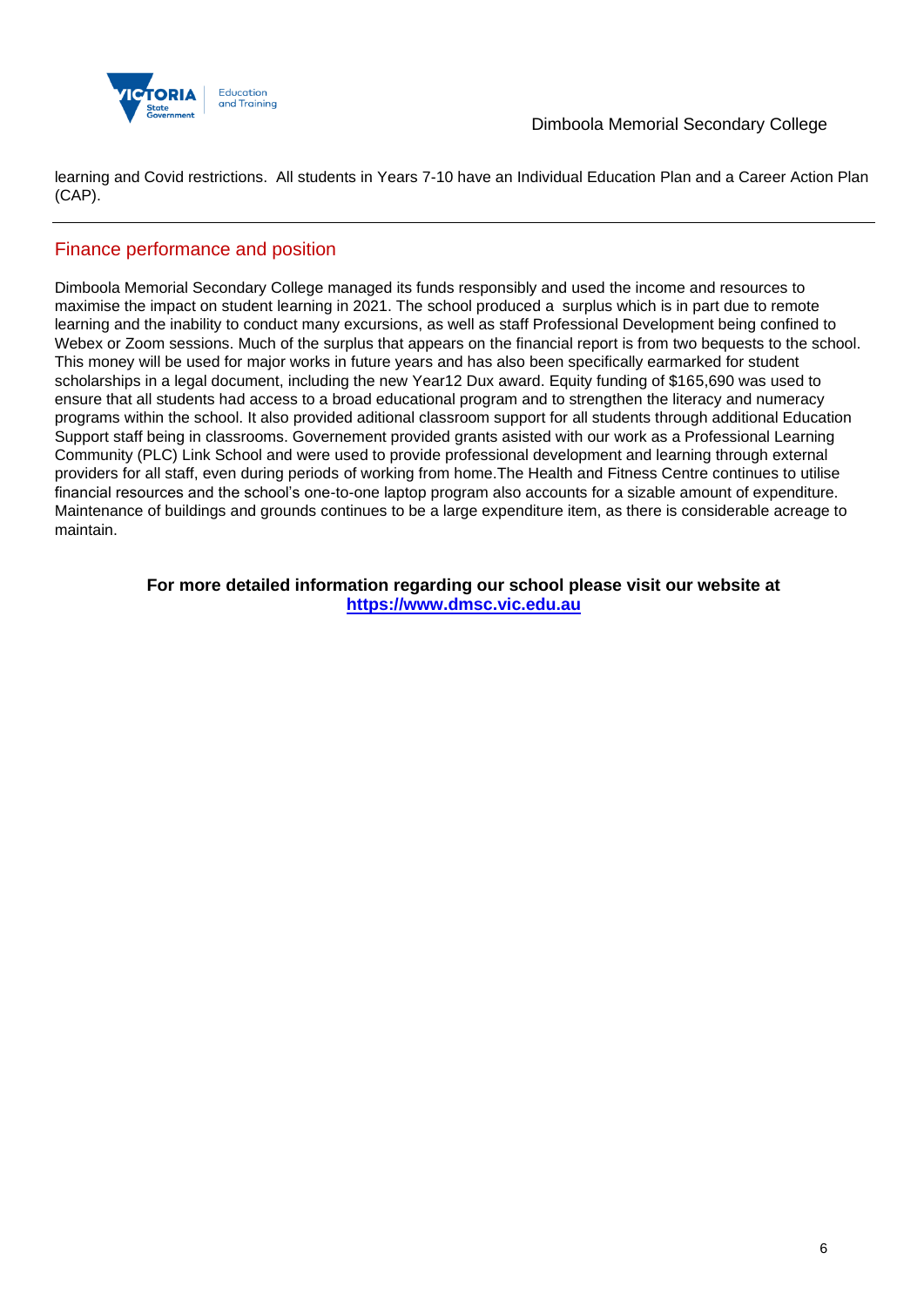learning and Covid restrictions.  All students in Years 7-10 have an Individual Education Plan and a Career Action Plan (CAP).

## Finance performance and position

Dimboola Memorial Secondary College managed its funds responsibly and used the income and resources to maximise the impact on student learning in 2021. The school produced a  surplus which is in part due to remote learning and the inability to conduct many excursions, as well as staff Professional Development being confined to Webex or Zoom sessions. Much of the surplus that appears on the financial report is from two bequests to the school. This money will be used for major works in future years and has also been specifically earmarked for student scholarships in a legal document, including the new Year12 Dux award. Equity funding of $165,690 was used to ensure that all students had access to a broad educational program and to strengthen the literacy and numeracy programs within the school. It also provided aditional classroom support for all students through additional Education Support staff being in classrooms. Governement provided grants asisted with our work as a Professional Learning Community (PLC) Link School and were used to provide professional development and learning through external providers for all staff, even during periods of working from home.The Health and Fitness Centre continues to utilise financial resources and the school's one-to-one laptop program also accounts for a sizable amount of expenditure. Maintenance of buildings and grounds continues to be a large expenditure item, as there is considerable acreage to maintain.

**For more detailed information regarding our school please visit our website at [https://www.dmsc.vic.edu.au](https://www.dmsc.vic.edu.au)**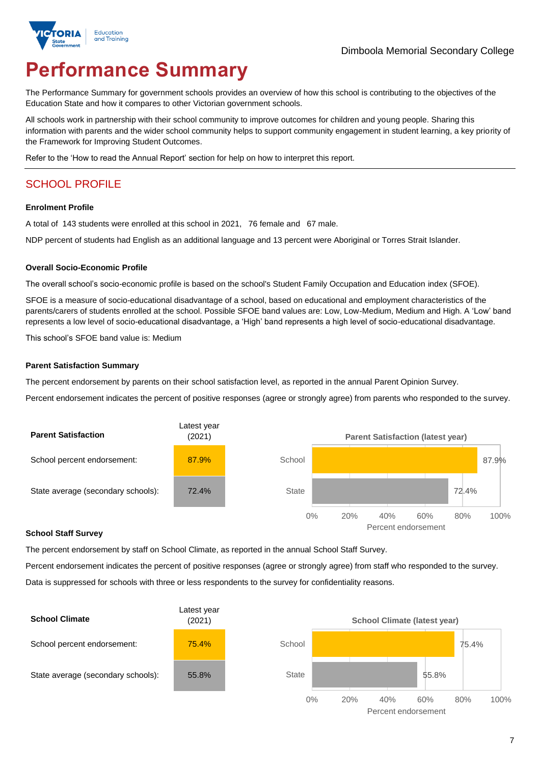Dimboola Memorial Secondary College

# Performance Summary

The Performance Summary for government schools provides an overview of how this school is contributing to the objectives of the Education State and how it compares to other Victorian government schools.

All schools work in partnership with their school community to improve outcomes for children and young people. Sharing this information with parents and the wider school community helps to support community engagement in student learning, a key priority of the Framework for Improving Student Outcomes.

Refer to the 'How to read the Annual Report' section for help on how to interpret this report.

## SCHOOL PROFILE

### Enrolment Profile

A total of 143 students were enrolled at this school in 2021, 76 female and 67 male.

NDP percent of students had English as an additional language and 13 percent were Aboriginal or Torres Strait Islander.

### Overall Socio-Economic Profile

The overall school's socio-economic profile is based on the school's Student Family Occupation and Education index (SFOE).

SFOE is a measure of socio-educational disadvantage of a school, based on educational and employment characteristics of the parents/carers of students enrolled at the school. Possible SFOE band values are: Low, Low-Medium, Medium and High. A 'Low' band represents a low level of socio-educational disadvantage, a 'High' band represents a high level of socio-educational disadvantage.

This school's SFOE band value is: Medium

### Parent Satisfaction Summary

The percent endorsement by parents on their school satisfaction level, as reported in the annual Parent Opinion Survey.

Percent endorsement indicates the percent of positive responses (agree or strongly agree) from parents who responded to the survey.

| Parent Satisfaction | Latest year (2021) |
| --- | --- |
| School percent endorsement: | 87.9% |
| State average (secondary schools): | 72.4% |

**Parent Satisfaction (latest year)**

| | Percent endorsement |
| --- | --- |
| School | 87.9% |
| State | 72.4% |

### School Staff Survey

The percent endorsement by staff on School Climate, as reported in the annual School Staff Survey.

Percent endorsement indicates the percent of positive responses (agree or strongly agree) from staff who responded to the survey.

Data is suppressed for schools with three or less respondents to the survey for confidentiality reasons.

| School Climate | Latest year (2021) |
| --- | --- |
| School percent endorsement: | 75.4% |
| State average (secondary schools): | 55.8% |

**School Climate (latest year)**

| | Percent endorsement |
| --- | --- |
| School | 75.4% |
| State | 55.8% |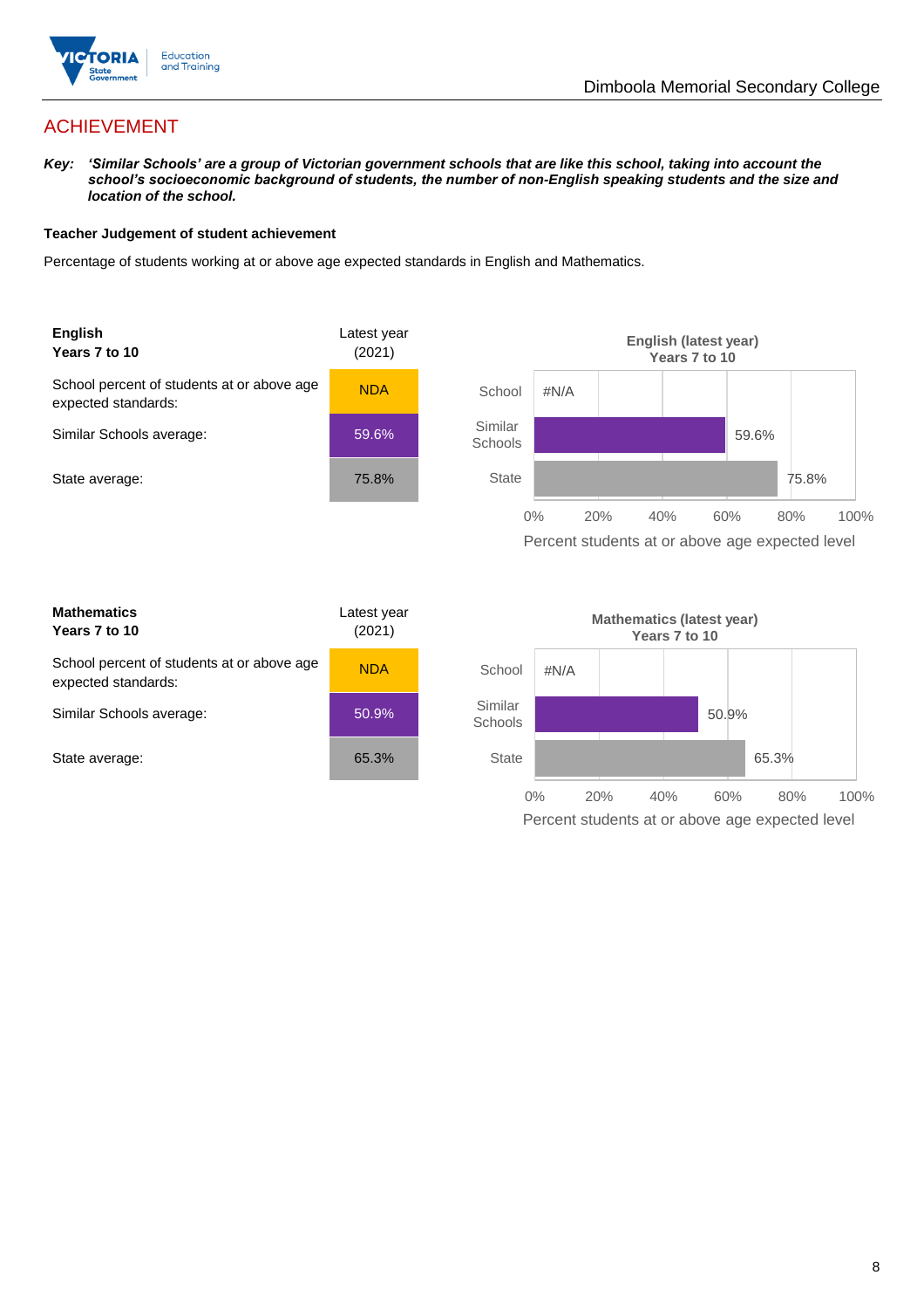## ACHIEVEMENT

***Key:*** ***'Similar Schools' are a group of Victorian government schools that are like this school, taking into account the school's socioeconomic background of students, the number of non-English speaking students and the size and location of the school.***

**Teacher Judgement of student achievement**

Percentage of students working at or above age expected standards in English and Mathematics.

| **English Years 7 to 10** | Latest year (2021) |
|---|---|
| School percent of students at or above age expected standards: | NDA |
| Similar Schools average: | 59.6% |
| State average: | 75.8% |

**English (latest year) Years 7 to 10**

| | Percent students at or above age expected level |
|---|---|
| School | #N/A |
| Similar Schools | 59.6% |
| State | 75.8% |

| **Mathematics Years 7 to 10** | Latest year (2021) |
|---|---|
| School percent of students at or above age expected standards: | NDA |
| Similar Schools average: | 50.9% |
| State average: | 65.3% |

**Mathematics (latest year) Years 7 to 10**

| | Percent students at or above age expected level |
|---|---|
| School | #N/A |
| Similar Schools | 50.9% |
| State | 65.3% |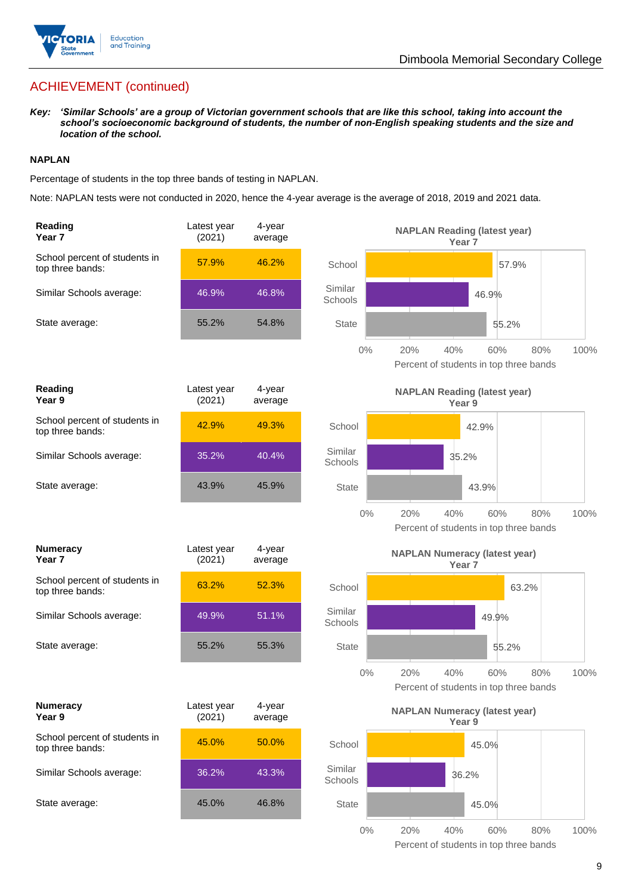## ACHIEVEMENT (continued)

***Key:*** ***'Similar Schools' are a group of Victorian government schools that are like this school, taking into account the school's socioeconomic background of students, the number of non-English speaking students and the size and location of the school.***

### NAPLAN

Percentage of students in the top three bands of testing in NAPLAN.

Note: NAPLAN tests were not conducted in 2020, hence the 4-year average is the average of 2018, 2019 and 2021 data.

| **Reading Year 7** | Latest year (2021) | 4-year average |
|---|---|---|
| School percent of students in top three bands: | 57.9% | 46.2% |
| Similar Schools average: | 46.9% | 46.8% |
| State average: | 55.2% | 54.8% |

**NAPLAN Reading (latest year) Year 7**

| | Percent of students in top three bands |
|---|---|
| School | 57.9% |
| Similar Schools | 46.9% |
| State | 55.2% |

| **Reading Year 9** | Latest year (2021) | 4-year average |
|---|---|---|
| School percent of students in top three bands: | 42.9% | 49.3% |
| Similar Schools average: | 35.2% | 40.4% |
| State average: | 43.9% | 45.9% |

**NAPLAN Reading (latest year) Year 9**

| | Percent of students in top three bands |
|---|---|
| School | 42.9% |
| Similar Schools | 35.2% |
| State | 43.9% |

| **Numeracy Year 7** | Latest year (2021) | 4-year average |
|---|---|---|
| School percent of students in top three bands: | 63.2% | 52.3% |
| Similar Schools average: | 49.9% | 51.1% |
| State average: | 55.2% | 55.3% |

**NAPLAN Numeracy (latest year) Year 7**

| | Percent of students in top three bands |
|---|---|
| School | 63.2% |
| Similar Schools | 49.9% |
| State | 55.2% |

| **Numeracy Year 9** | Latest year (2021) | 4-year average |
|---|---|---|
| School percent of students in top three bands: | 45.0% | 50.0% |
| Similar Schools average: | 36.2% | 43.3% |
| State average: | 45.0% | 46.8% |

**NAPLAN Numeracy (latest year) Year 9**

| | Percent of students in top three bands |
|---|---|
| School | 45.0% |
| Similar Schools | 36.2% |
| State | 45.0% |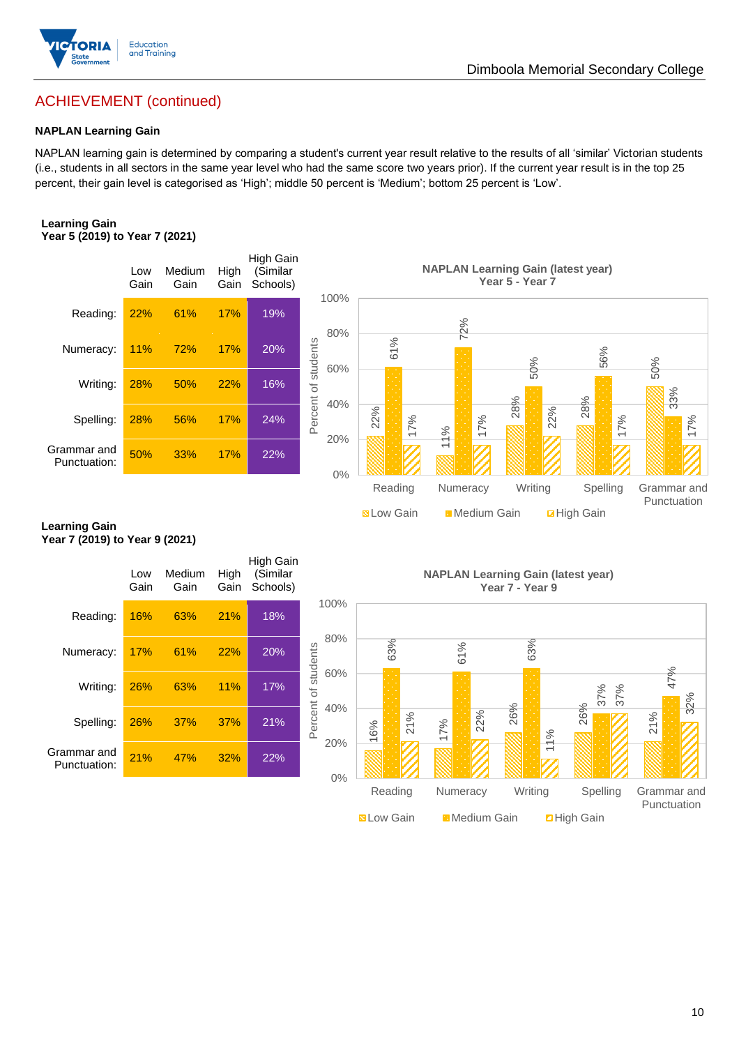## ACHIEVEMENT (continued)

### NAPLAN Learning Gain

NAPLAN learning gain is determined by comparing a student's current year result relative to the results of all 'similar' Victorian students (i.e., students in all sectors in the same year level who had the same score two years prior). If the current year result is in the top 25 percent, their gain level is categorised as 'High'; middle 50 percent is 'Medium'; bottom 25 percent is 'Low'.

**Learning Gain**
**Year 5 (2019) to Year 7 (2021)**

| | Low Gain | Medium Gain | High Gain | High Gain (Similar Schools) |
|---|---|---|---|---|
| Reading: | 22% | 61% | 17% | 19% |
| Numeracy: | 11% | 72% | 17% | 20% |
| Writing: | 28% | 50% | 22% | 16% |
| Spelling: | 28% | 56% | 17% | 24% |
| Grammar and Punctuation: | 50% | 33% | 17% | 22% |

NAPLAN Learning Gain (latest year)
Year 5 - Year 7

| | Low Gain | Medium Gain | High Gain |
|---|---|---|---|
| Reading | 22% | 61% | 17% |
| Numeracy | 11% | 72% | 17% |
| Writing | 28% | 50% | 22% |
| Spelling | 28% | 56% | 17% |
| Grammar and Punctuation | 50% | 33% | 17% |

**Learning Gain**
**Year 7 (2019) to Year 9 (2021)**

| | Low Gain | Medium Gain | High Gain | High Gain (Similar Schools) |
|---|---|---|---|---|
| Reading: | 16% | 63% | 21% | 18% |
| Numeracy: | 17% | 61% | 22% | 20% |
| Writing: | 26% | 63% | 11% | 17% |
| Spelling: | 26% | 37% | 37% | 21% |
| Grammar and Punctuation: | 21% | 47% | 32% | 22% |

NAPLAN Learning Gain (latest year)
Year 7 - Year 9

| | Low Gain | Medium Gain | High Gain |
|---|---|---|---|
| Reading | 16% | 63% | 21% |
| Numeracy | 17% | 61% | 22% |
| Writing | 26% | 63% | 11% |
| Spelling | 26% | 37% | 37% |
| Grammar and Punctuation | 21% | 47% | 32% |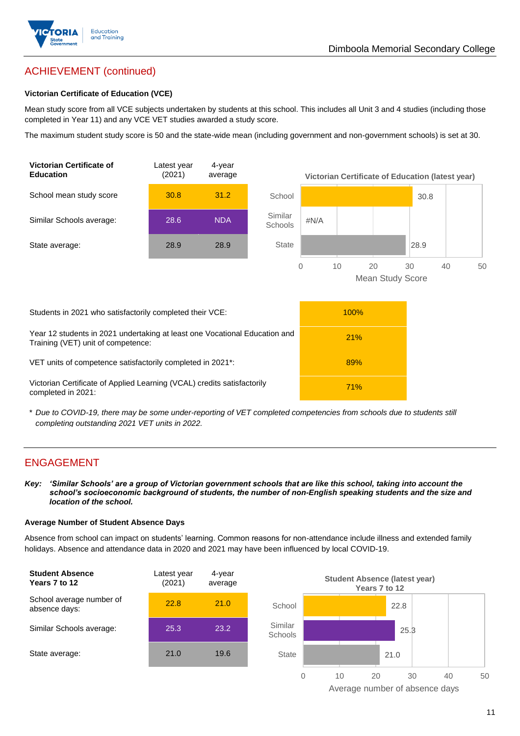## ACHIEVEMENT (continued)

### Victorian Certificate of Education (VCE)

Mean study score from all VCE subjects undertaken by students at this school. This includes all Unit 3 and 4 studies (including those completed in Year 11) and any VCE VET studies awarded a study score.

The maximum student study score is 50 and the state-wide mean (including government and non-government schools) is set at 30.

| Victorian Certificate of Education | Latest year (2021) | 4-year average |
|---|---|---|
| School mean study score | 30.8 | 31.2 |
| Similar Schools average: | 28.6 | NDA |
| State average: | 28.9 | 28.9 |

**Victorian Certificate of Education (latest year)**

| | Mean Study Score |
|---|---|
| School | 30.8 |
| Similar Schools | #N/A |
| State | 28.9 |

| | |
|---|---|
| Students in 2021 who satisfactorily completed their VCE: | 100% |
| Year 12 students in 2021 undertaking at least one Vocational Education and Training (VET) unit of competence: | 21% |
| VET units of competence satisfactorily completed in 2021*: | 89% |
| Victorian Certificate of Applied Learning (VCAL) credits satisfactorily completed in 2021: | 71% |

\* *Due to COVID-19, there may be some under-reporting of VET completed competencies from schools due to students still completing outstanding 2021 VET units in 2022.*

## ENGAGEMENT

***Key:** 'Similar Schools' are a group of Victorian government schools that are like this school, taking into account the school's socioeconomic background of students, the number of non-English speaking students and the size and location of the school.*

### Average Number of Student Absence Days

Absence from school can impact on students' learning. Common reasons for non-attendance include illness and extended family holidays. Absence and attendance data in 2020 and 2021 may have been influenced by local COVID-19.

| Student Absence Years 7 to 12 | Latest year (2021) | 4-year average |
|---|---|---|
| School average number of absence days: | 22.8 | 21.0 |
| Similar Schools average: | 25.3 | 23.2 |
| State average: | 21.0 | 19.6 |

**Student Absence (latest year) Years 7 to 12**

| | Average number of absence days |
|---|---|
| School | 22.8 |
| Similar Schools | 25.3 |
| State | 21.0 |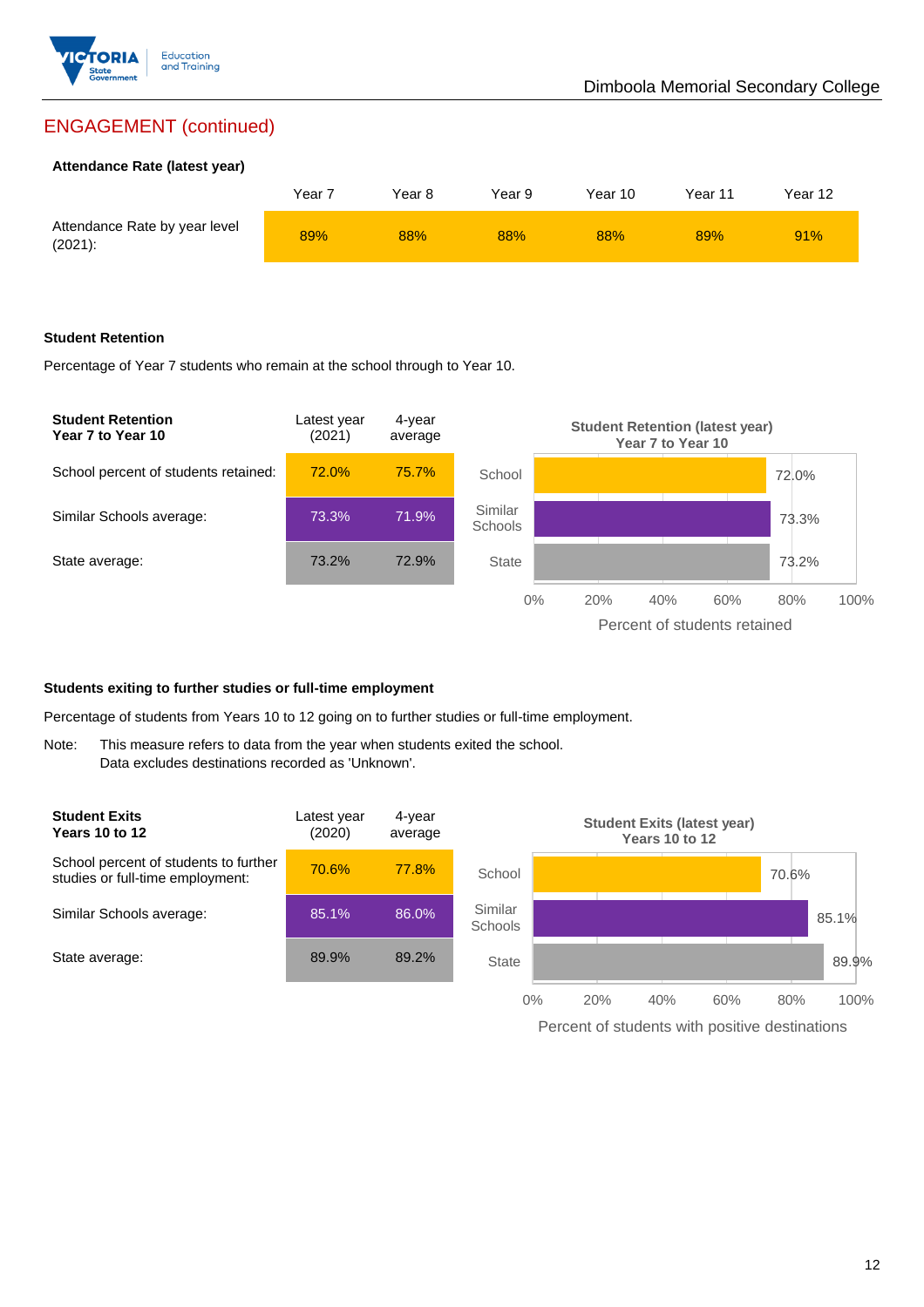## ENGAGEMENT (continued)

**Attendance Rate (latest year)**

| | Year 7 | Year 8 | Year 9 | Year 10 | Year 11 | Year 12 |
|---|---|---|---|---|---|---|
| Attendance Rate by year level (2021): | 89% | 88% | 88% | 88% | 89% | 91% |

**Student Retention**

Percentage of Year 7 students who remain at the school through to Year 10.

| **Student Retention Year 7 to Year 10** | Latest year (2021) | 4-year average |
|---|---|---|
| School percent of students retained: | 72.0% | 75.7% |
| Similar Schools average: | 73.3% | 71.9% |
| State average: | 73.2% | 72.9% |

**Student Retention (latest year) Year 7 to Year 10**

| | Percent of students retained |
|---|---|
| School | 72.0% |
| Similar Schools | 73.3% |
| State | 73.2% |

**Students exiting to further studies or full-time employment**

Percentage of students from Years 10 to 12 going on to further studies or full-time employment.

Note: This measure refers to data from the year when students exited the school. Data excludes destinations recorded as 'Unknown'.

| **Student Exits Years 10 to 12** | Latest year (2020) | 4-year average |
|---|---|---|
| School percent of students to further studies or full-time employment: | 70.6% | 77.8% |
| Similar Schools average: | 85.1% | 86.0% |
| State average: | 89.9% | 89.2% |

**Student Exits (latest year) Years 10 to 12**

| | Percent of students with positive destinations |
|---|---|
| School | 70.6% |
| Similar Schools | 85.1% |
| State | 89.9% |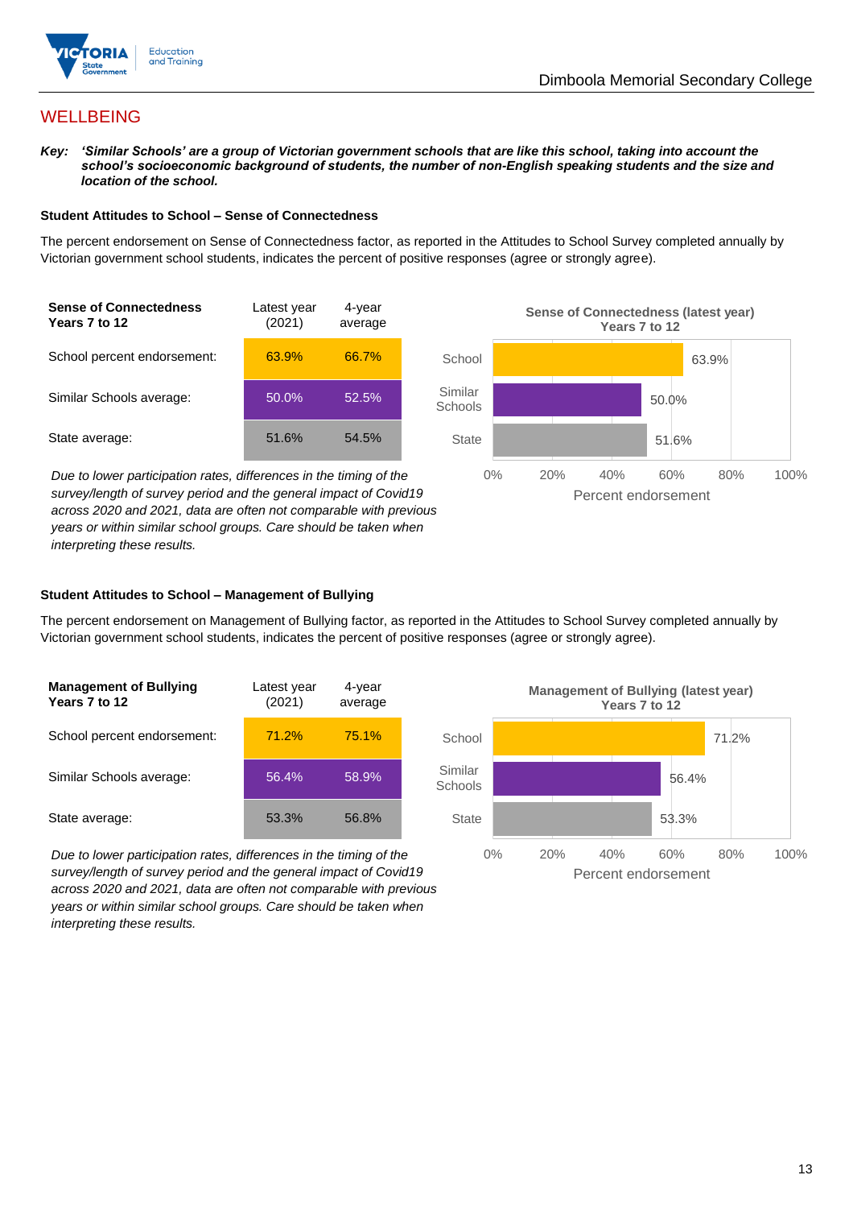## WELLBEING

***Key:*** ***'Similar Schools' are a group of Victorian government schools that are like this school, taking into account the school's socioeconomic background of students, the number of non-English speaking students and the size and location of the school.***

### Student Attitudes to School – Sense of Connectedness

The percent endorsement on Sense of Connectedness factor, as reported in the Attitudes to School Survey completed annually by Victorian government school students, indicates the percent of positive responses (agree or strongly agree).

| **Sense of Connectedness Years 7 to 12** | Latest year (2021) | 4-year average |
|---|---|---|
| School percent endorsement: | 63.9% | 66.7% |
| Similar Schools average: | 50.0% | 52.5% |
| State average: | 51.6% | 54.5% |

*Due to lower participation rates, differences in the timing of the survey/length of survey period and the general impact of Covid19 across 2020 and 2021, data are often not comparable with previous years or within similar school groups. Care should be taken when interpreting these results.*

**Sense of Connectedness (latest year) Years 7 to 12**

| | Percent endorsement |
|---|---|
| School | 63.9% |
| Similar Schools | 50.0% |
| State | 51.6% |

### Student Attitudes to School – Management of Bullying

The percent endorsement on Management of Bullying factor, as reported in the Attitudes to School Survey completed annually by Victorian government school students, indicates the percent of positive responses (agree or strongly agree).

| **Management of Bullying Years 7 to 12** | Latest year (2021) | 4-year average |
|---|---|---|
| School percent endorsement: | 71.2% | 75.1% |
| Similar Schools average: | 56.4% | 58.9% |
| State average: | 53.3% | 56.8% |

*Due to lower participation rates, differences in the timing of the survey/length of survey period and the general impact of Covid19 across 2020 and 2021, data are often not comparable with previous years or within similar school groups. Care should be taken when interpreting these results.*

**Management of Bullying (latest year) Years 7 to 12**

| | Percent endorsement |
|---|---|
| School | 71.2% |
| Similar Schools | 56.4% |
| State | 53.3% |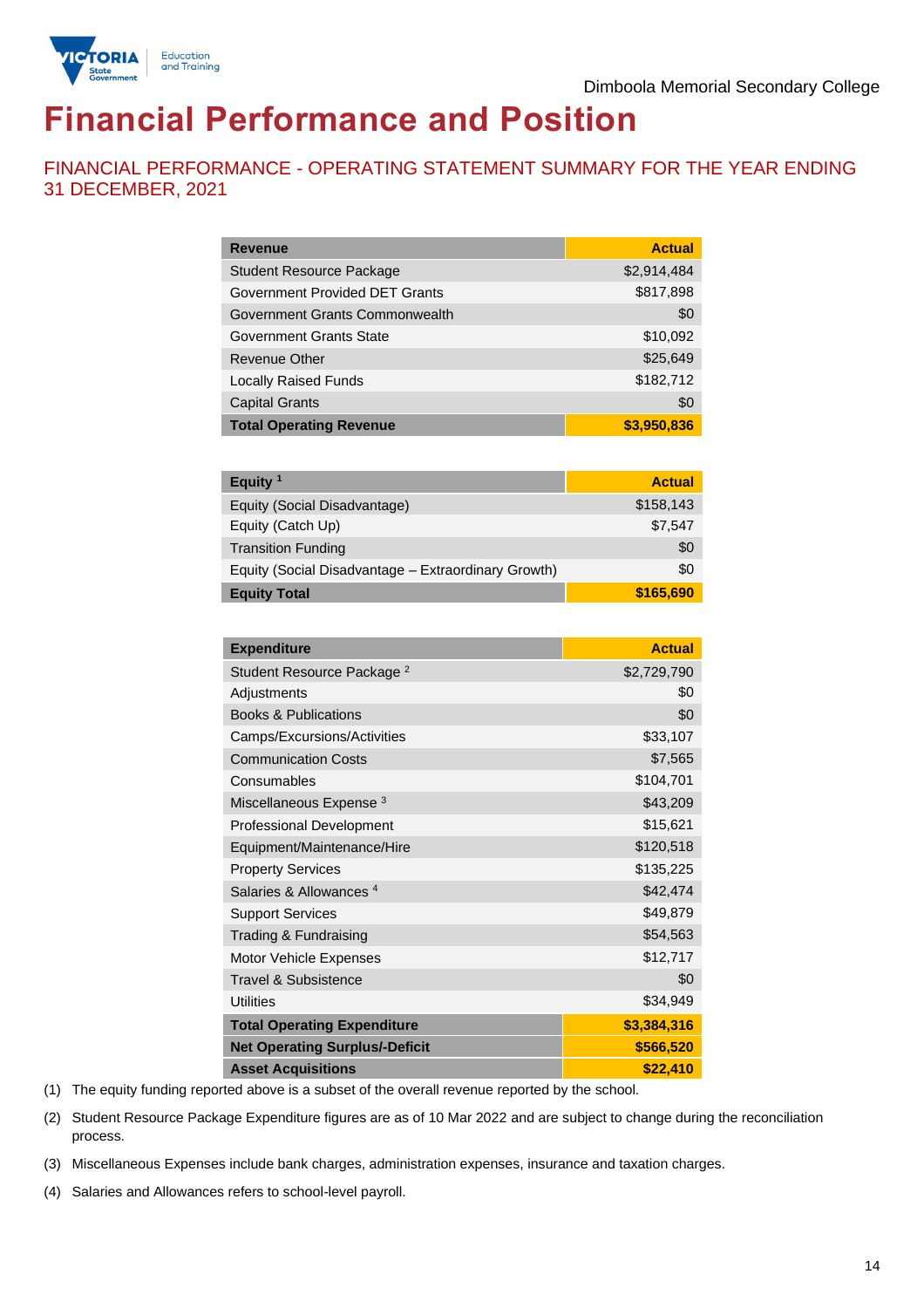Dimboola Memorial Secondary College

# Financial Performance and Position

## FINANCIAL PERFORMANCE - OPERATING STATEMENT SUMMARY FOR THE YEAR ENDING 31 DECEMBER, 2021

| Revenue | Actual |
|---|---|
| Student Resource Package | $2,914,484 |
| Government Provided DET Grants | $817,898 |
| Government Grants Commonwealth | $0 |
| Government Grants State | $10,092 |
| Revenue Other | $25,649 |
| Locally Raised Funds | $182,712 |
| Capital Grants | $0 |
| **Total Operating Revenue** | **$3,950,836** |

| Equity [1] | Actual |
|---|---|
| Equity (Social Disadvantage) | $158,143 |
| Equity (Catch Up) | $7,547 |
| Transition Funding | $0 |
| Equity (Social Disadvantage – Extraordinary Growth) | $0 |
| **Equity Total** | **$165,690** |

| Expenditure | Actual |
|---|---|
| Student Resource Package [2] | $2,729,790 |
| Adjustments | $0 |
| Books & Publications | $0 |
| Camps/Excursions/Activities | $33,107 |
| Communication Costs | $7,565 |
| Consumables | $104,701 |
| Miscellaneous Expense [3] | $43,209 |
| Professional Development | $15,621 |
| Equipment/Maintenance/Hire | $120,518 |
| Property Services | $135,225 |
| Salaries & Allowances [4] | $42,474 |
| Support Services | $49,879 |
| Trading & Fundraising | $54,563 |
| Motor Vehicle Expenses | $12,717 |
| Travel & Subsistence | $0 |
| Utilities | $34,949 |
| **Total Operating Expenditure** | **$3,384,316** |
| **Net Operating Surplus/-Deficit** | **$566,520** |
| **Asset Acquisitions** | **$22,410** |

(1) The equity funding reported above is a subset of the overall revenue reported by the school.

(2) Student Resource Package Expenditure figures are as of 10 Mar 2022 and are subject to change during the reconciliation process.

(3) Miscellaneous Expenses include bank charges, administration expenses, insurance and taxation charges.

(4) Salaries and Allowances refers to school-level payroll.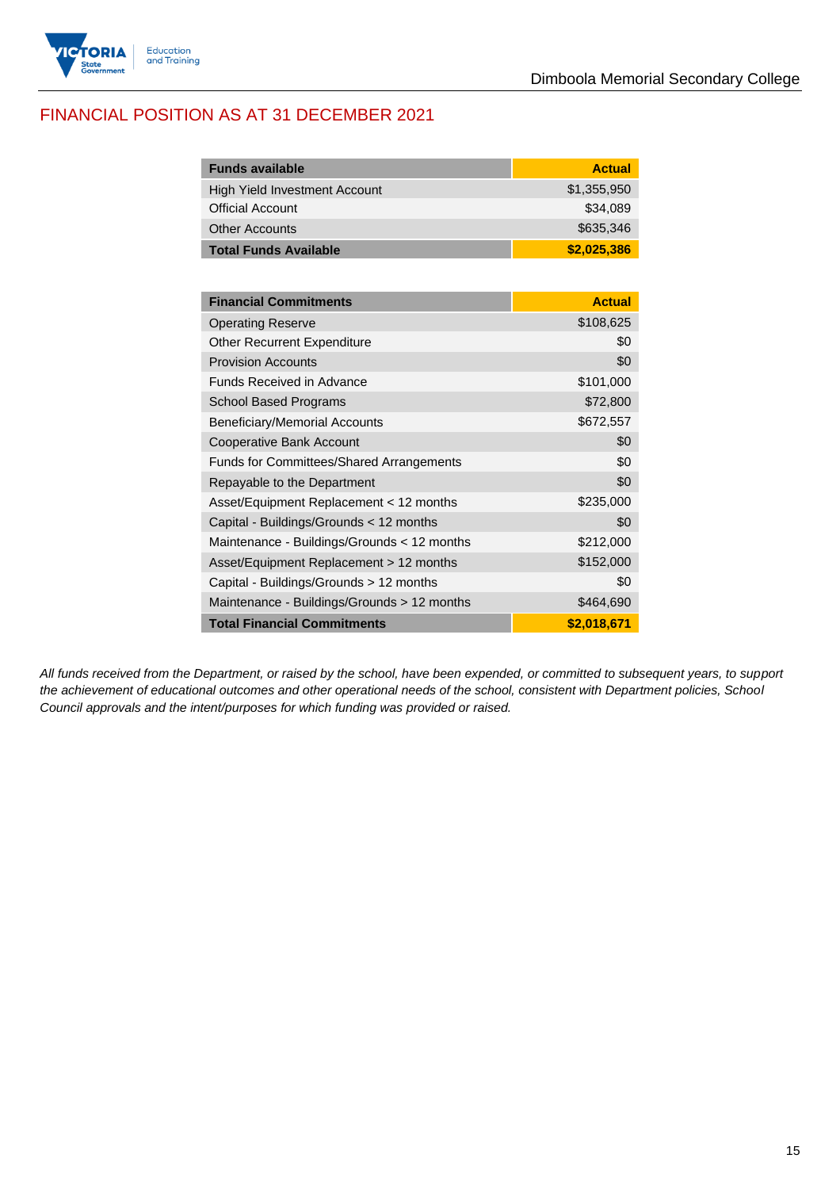# FINANCIAL POSITION AS AT 31 DECEMBER 2021

| Funds available | Actual |
|---|---|
| High Yield Investment Account | $1,355,950 |
| Official Account | $34,089 |
| Other Accounts | $635,346 |
| **Total Funds Available** | **$2,025,386** |

| Financial Commitments | Actual |
|---|---|
| Operating Reserve | $108,625 |
| Other Recurrent Expenditure | $0 |
| Provision Accounts | $0 |
| Funds Received in Advance | $101,000 |
| School Based Programs | $72,800 |
| Beneficiary/Memorial Accounts | $672,557 |
| Cooperative Bank Account | $0 |
| Funds for Committees/Shared Arrangements | $0 |
| Repayable to the Department | $0 |
| Asset/Equipment Replacement < 12 months | $235,000 |
| Capital - Buildings/Grounds < 12 months | $0 |
| Maintenance - Buildings/Grounds < 12 months | $212,000 |
| Asset/Equipment Replacement > 12 months | $152,000 |
| Capital - Buildings/Grounds > 12 months | $0 |
| Maintenance - Buildings/Grounds > 12 months | $464,690 |
| **Total Financial Commitments** | **$2,018,671** |

*All funds received from the Department, or raised by the school, have been expended, or committed to subsequent years, to support the achievement of educational outcomes and other operational needs of the school, consistent with Department policies, School Council approvals and the intent/purposes for which funding was provided or raised.*